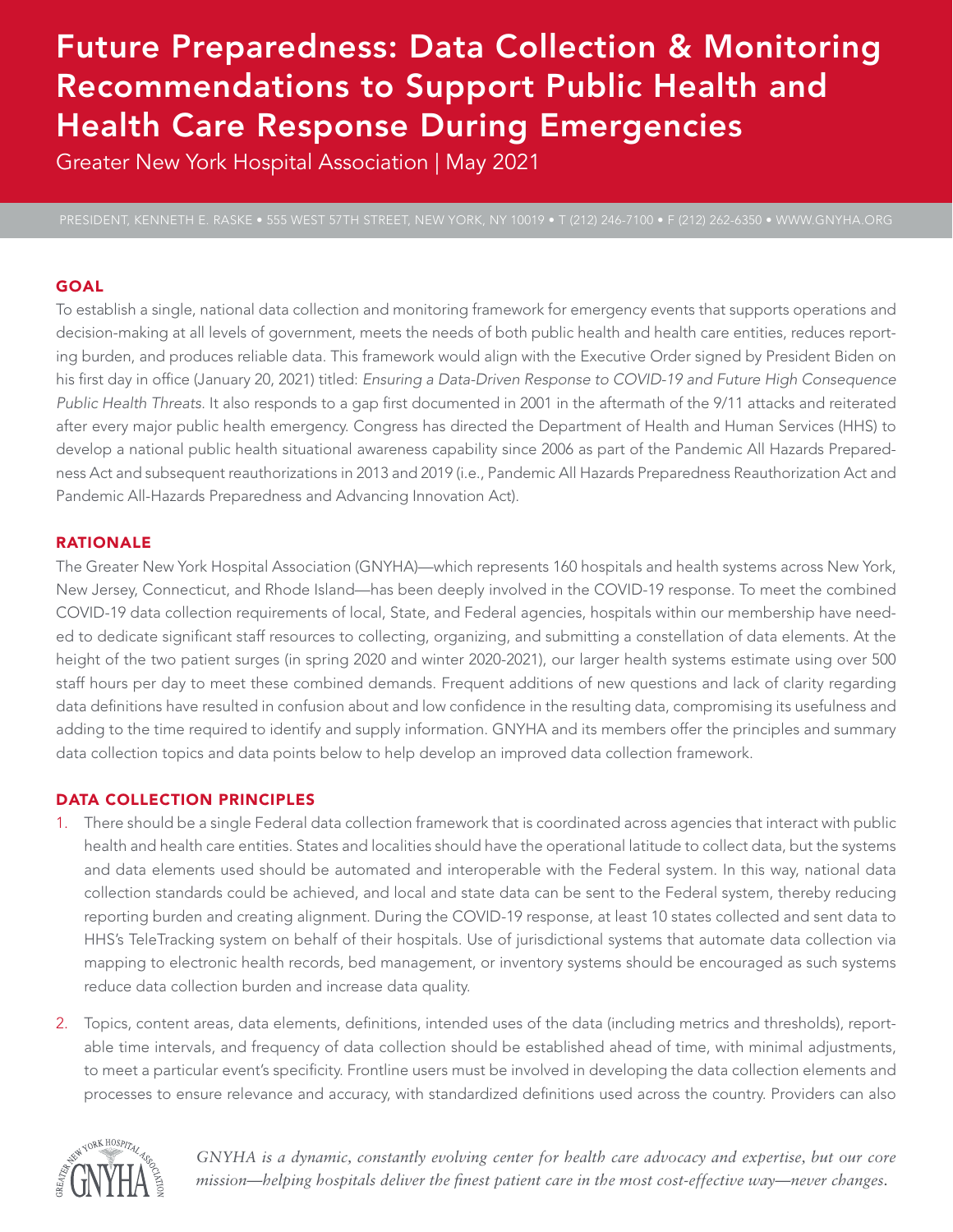# Future Preparedness: Data Collection & Monitoring Recommendations to Support Public Health and Health Care Response During Emergencies

Greater New York Hospital Association | May 2021

PRESIDENT, KENNETH E. RASKE • 555 WEST 57TH STREET, NEW YORK, NY 10019 • T (212) 246-7100 • F (212) 262-6350 • WWW.GNYHA.ORG

## GOAL

To establish a single, national data collection and monitoring framework for emergency events that supports operations and decision-making at all levels of government, meets the needs of both public health and health care entities, reduces reporting burden, and produces reliable data. This framework would align with the Executive Order signed by President Biden on his first day in office (January 20, 2021) titled: *Ensuring a Data-Driven Response to COVID-19 and Future High Consequence Public Health Threats*. It also responds to a gap first documented in 2001 in the aftermath of the 9/11 attacks and reiterated after every major public health emergency. Congress has directed the Department of Health and Human Services (HHS) to develop a national public health situational awareness capability since 2006 as part of the Pandemic All Hazards Preparedness Act and subsequent reauthorizations in 2013 and 2019 (i.e., Pandemic All Hazards Preparedness Reauthorization Act and Pandemic All-Hazards Preparedness and Advancing Innovation Act).

## RATIONALE

The Greater New York Hospital Association (GNYHA)—which represents 160 hospitals and health systems across New York, New Jersey, Connecticut, and Rhode Island—has been deeply involved in the COVID-19 response. To meet the combined COVID-19 data collection requirements of local, State, and Federal agencies, hospitals within our membership have needed to dedicate significant staff resources to collecting, organizing, and submitting a constellation of data elements. At the height of the two patient surges (in spring 2020 and winter 2020-2021), our larger health systems estimate using over 500 staff hours per day to meet these combined demands. Frequent additions of new questions and lack of clarity regarding data definitions have resulted in confusion about and low confidence in the resulting data, compromising its usefulness and adding to the time required to identify and supply information. GNYHA and its members offer the principles and summary data collection topics and data points below to help develop an improved data collection framework.

## DATA COLLECTION PRINCIPLES

1. There should be a single Federal data collection framework that is coordinated across agencies that interact with public health and health care entities. States and localities should have the operational latitude to collect data, but the systems and data elements used should be automated and interoperable with the Federal system. In this way, national data collection standards could be achieved, and local and state data can be sent to the Federal system, thereby reducing reporting burden and creating alignment. During the COVID-19 response, at least 10 states collected and sent data to HHS's TeleTracking system on behalf of their hospitals. Use of jurisdictional systems that automate data collection via mapping to electronic health records, bed management, or inventory systems should be encouraged as such systems reduce data collection burden and increase data quality.

2. Topics, content areas, data elements, definitions, intended uses of the data (including metrics and thresholds), reportable time intervals, and frequency of data collection should be established ahead of time, with minimal adjustments, to meet a particular event's specificity. Frontline users must be involved in developing the data collection elements and processes to ensure relevance and accuracy, with standardized definitions used across the country. Providers can also

*GNYHA is a dynamic, constantly evolving center for health care advocacy and expertise, but our core mission—helping hospitals deliver the finest patient care in the most cost-effective way—never changes.*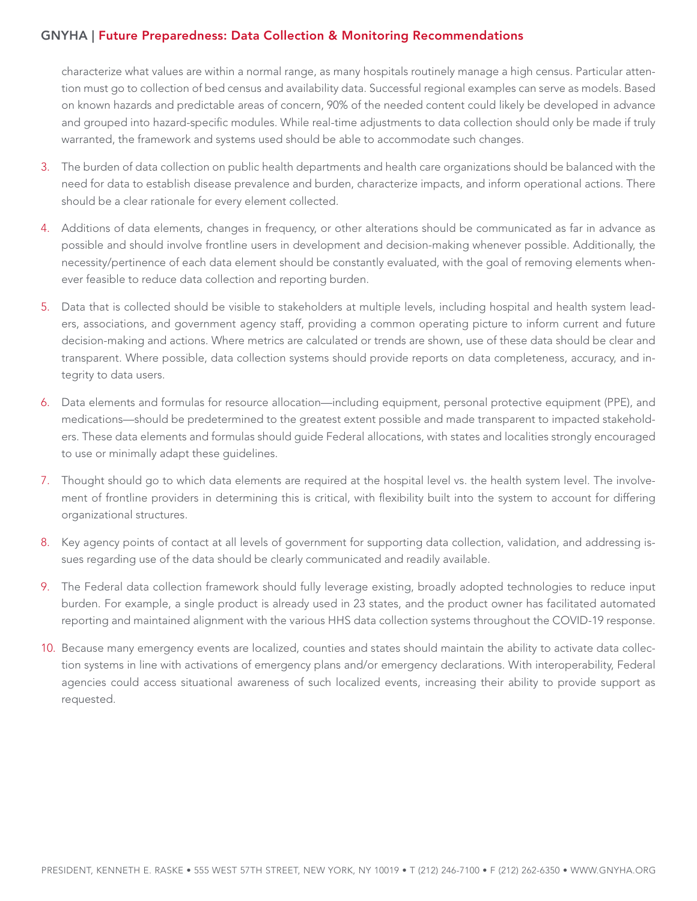characterize what values are within a normal range, as many hospitals routinely manage a high census. Particular attention must go to collection of bed census and availability data. Successful regional examples can serve as models. Based on known hazards and predictable areas of concern, 90% of the needed content could likely be developed in advance and grouped into hazard-specific modules. While real-time adjustments to data collection should only be made if truly warranted, the framework and systems used should be able to accommodate such changes.

3. The burden of data collection on public health departments and health care organizations should be balanced with the need for data to establish disease prevalence and burden, characterize impacts, and inform operational actions. There should be a clear rationale for every element collected.

4. Additions of data elements, changes in frequency, or other alterations should be communicated as far in advance as possible and should involve frontline users in development and decision-making whenever possible. Additionally, the necessity/pertinence of each data element should be constantly evaluated, with the goal of removing elements whenever feasible to reduce data collection and reporting burden.

5. Data that is collected should be visible to stakeholders at multiple levels, including hospital and health system leaders, associations, and government agency staff, providing a common operating picture to inform current and future decision-making and actions. Where metrics are calculated or trends are shown, use of these data should be clear and transparent. Where possible, data collection systems should provide reports on data completeness, accuracy, and integrity to data users.

6. Data elements and formulas for resource allocation—including equipment, personal protective equipment (PPE), and medications—should be predetermined to the greatest extent possible and made transparent to impacted stakeholders. These data elements and formulas should guide Federal allocations, with states and localities strongly encouraged to use or minimally adapt these guidelines.

7. Thought should go to which data elements are required at the hospital level vs. the health system level. The involvement of frontline providers in determining this is critical, with flexibility built into the system to account for differing organizational structures.

8. Key agency points of contact at all levels of government for supporting data collection, validation, and addressing issues regarding use of the data should be clearly communicated and readily available.

9. The Federal data collection framework should fully leverage existing, broadly adopted technologies to reduce input burden. For example, a single product is already used in 23 states, and the product owner has facilitated automated reporting and maintained alignment with the various HHS data collection systems throughout the COVID-19 response.

10. Because many emergency events are localized, counties and states should maintain the ability to activate data collection systems in line with activations of emergency plans and/or emergency declarations. With interoperability, Federal agencies could access situational awareness of such localized events, increasing their ability to provide support as requested.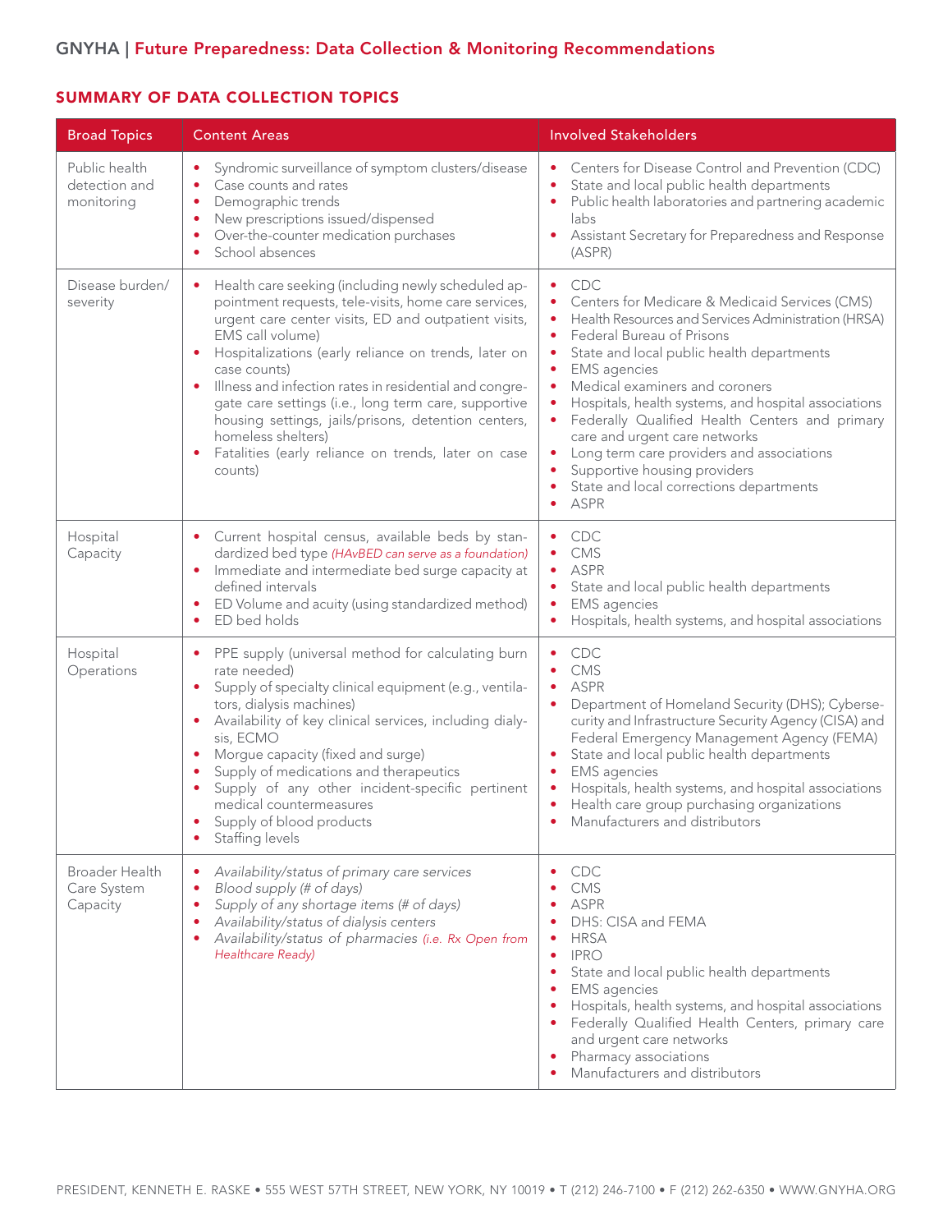## GNYHA | Future Preparedness: Data Collection & Monitoring Recommendations

### SUMMARY OF DATA COLLECTION TOPICS

| Broad Topics | Content Areas | Involved Stakeholders |
|---|---|---|
| Public health detection and monitoring | • Syndromic surveillance of symptom clusters/disease<br>• Case counts and rates<br>• Demographic trends<br>• New prescriptions issued/dispensed<br>• Over-the-counter medication purchases<br>• School absences | • Centers for Disease Control and Prevention (CDC)<br>• State and local public health departments<br>• Public health laboratories and partnering academic labs<br>• Assistant Secretary for Preparedness and Response (ASPR) |
| Disease burden/ severity | • Health care seeking (including newly scheduled appointment requests, tele-visits, home care services, urgent care center visits, ED and outpatient visits, EMS call volume)<br>• Hospitalizations (early reliance on trends, later on case counts)<br>• Illness and infection rates in residential and congregate care settings (i.e., long term care, supportive housing settings, jails/prisons, detention centers, homeless shelters)<br>• Fatalities (early reliance on trends, later on case counts) | • CDC<br>• Centers for Medicare & Medicaid Services (CMS)<br>• Health Resources and Services Administration (HRSA)<br>• Federal Bureau of Prisons<br>• State and local public health departments<br>• EMS agencies<br>• Medical examiners and coroners<br>• Hospitals, health systems, and hospital associations<br>• Federally Qualified Health Centers and primary care and urgent care networks<br>• Long term care providers and associations<br>• Supportive housing providers<br>• State and local corrections departments<br>• ASPR |
| Hospital Capacity | • Current hospital census, available beds by standardized bed type *(HAvBED can serve as a foundation)*<br>• Immediate and intermediate bed surge capacity at defined intervals<br>• ED Volume and acuity (using standardized method)<br>• ED bed holds | • CDC<br>• CMS<br>• ASPR<br>• State and local public health departments<br>• EMS agencies<br>• Hospitals, health systems, and hospital associations |
| Hospital Operations | • PPE supply (universal method for calculating burn rate needed)<br>• Supply of specialty clinical equipment (e.g., ventilators, dialysis machines)<br>• Availability of key clinical services, including dialysis, ECMO<br>• Morgue capacity (fixed and surge)<br>• Supply of medications and therapeutics<br>• Supply of any other incident-specific pertinent medical countermeasures<br>• Supply of blood products<br>• Staffing levels | • CDC<br>• CMS<br>• ASPR<br>• Department of Homeland Security (DHS); Cybersecurity and Infrastructure Security Agency (CISA) and Federal Emergency Management Agency (FEMA)<br>• State and local public health departments<br>• EMS agencies<br>• Hospitals, health systems, and hospital associations<br>• Health care group purchasing organizations<br>• Manufacturers and distributors |
| Broader Health Care System Capacity | • *Availability/status of primary care services*<br>• *Blood supply (# of days)*<br>• *Supply of any shortage items (# of days)*<br>• *Availability/status of dialysis centers*<br>• *Availability/status of pharmacies (i.e. Rx Open from Healthcare Ready)* | • CDC<br>• CMS<br>• ASPR<br>• DHS: CISA and FEMA<br>• HRSA<br>• IPRO<br>• State and local public health departments<br>• EMS agencies<br>• Hospitals, health systems, and hospital associations<br>• Federally Qualified Health Centers, primary care and urgent care networks<br>• Pharmacy associations<br>• Manufacturers and distributors |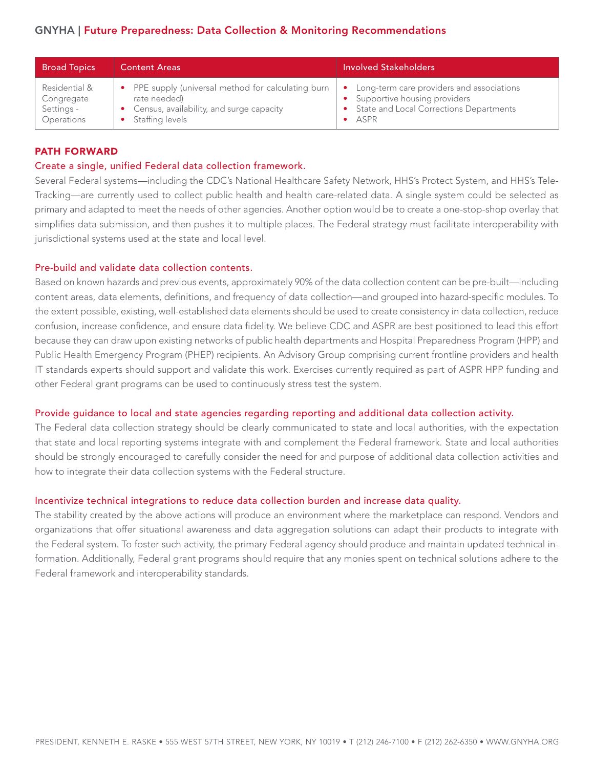| Broad Topics | Content Areas | Involved Stakeholders |
|---|---|---|
| Residential & Congregate Settings - Operations | • PPE supply (universal method for calculating burn rate needed)<br>• Census, availability, and surge capacity<br>• Staffing levels | • Long-term care providers and associations<br>• Supportive housing providers<br>• State and Local Corrections Departments<br>• ASPR |

## PATH FORWARD

### Create a single, unified Federal data collection framework.

Several Federal systems—including the CDC's National Healthcare Safety Network, HHS's Protect System, and HHS's Tele-Tracking—are currently used to collect public health and health care-related data. A single system could be selected as primary and adapted to meet the needs of other agencies. Another option would be to create a one-stop-shop overlay that simplifies data submission, and then pushes it to multiple places. The Federal strategy must facilitate interoperability with jurisdictional systems used at the state and local level.

### Pre-build and validate data collection contents.

Based on known hazards and previous events, approximately 90% of the data collection content can be pre-built—including content areas, data elements, definitions, and frequency of data collection—and grouped into hazard-specific modules. To the extent possible, existing, well-established data elements should be used to create consistency in data collection, reduce confusion, increase confidence, and ensure data fidelity. We believe CDC and ASPR are best positioned to lead this effort because they can draw upon existing networks of public health departments and Hospital Preparedness Program (HPP) and Public Health Emergency Program (PHEP) recipients. An Advisory Group comprising current frontline providers and health IT standards experts should support and validate this work. Exercises currently required as part of ASPR HPP funding and other Federal grant programs can be used to continuously stress test the system.

### Provide guidance to local and state agencies regarding reporting and additional data collection activity.

The Federal data collection strategy should be clearly communicated to state and local authorities, with the expectation that state and local reporting systems integrate with and complement the Federal framework. State and local authorities should be strongly encouraged to carefully consider the need for and purpose of additional data collection activities and how to integrate their data collection systems with the Federal structure.

### Incentivize technical integrations to reduce data collection burden and increase data quality.

The stability created by the above actions will produce an environment where the marketplace can respond. Vendors and organizations that offer situational awareness and data aggregation solutions can adapt their products to integrate with the Federal system. To foster such activity, the primary Federal agency should produce and maintain updated technical information. Additionally, Federal grant programs should require that any monies spent on technical solutions adhere to the Federal framework and interoperability standards.